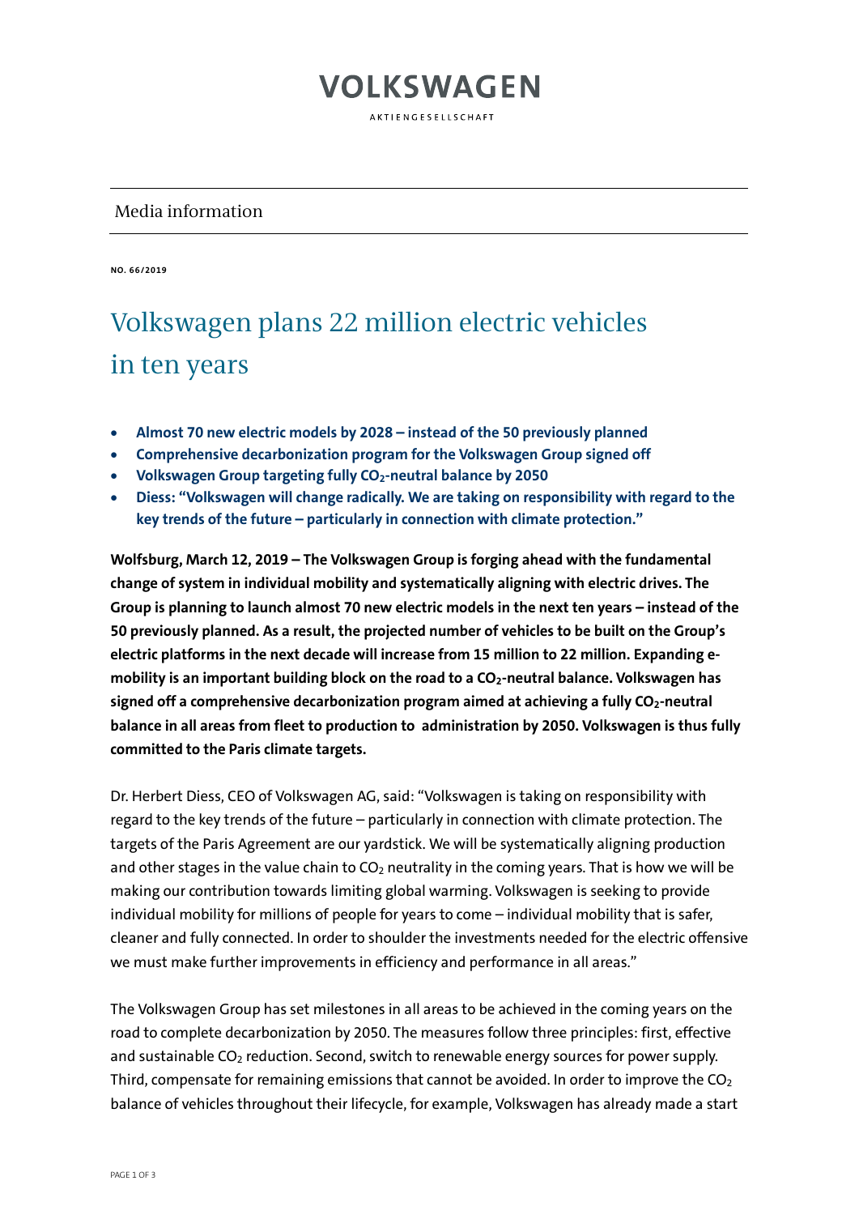# VOLKSWAGEN

AKTIENGESELLSCHAFT

Media information

**NO. 66/2019**

# Volkswagen plans 22 million electric vehicles in ten years

- **Almost 70 new electric models by 2028 – instead of the 50 previously planned**
- **Comprehensive decarbonization program for the Volkswagen Group signed off**
- **Volkswagen Group targeting fully $CO_2$-neutral balance by 2050**
- **Diess: "Volkswagen will change radically. We are taking on responsibility with regard to the key trends of the future – particularly in connection with climate protection."**

**Wolfsburg, March 12, 2019 – The Volkswagen Group is forging ahead with the fundamental change of system in individual mobility and systematically aligning with electric drives. The Group is planning to launch almost 70 new electric models in the next ten years – instead of the 50 previously planned. As a result, the projected number of vehicles to be built on the Group's electric platforms in the next decade will increase from 15 million to 22 million. Expanding e-mobility is an important building block on the road to a $CO_2$-neutral balance. Volkswagen has signed off a comprehensive decarbonization program aimed at achieving a fully $CO_2$-neutral balance in all areas from fleet to production to administration by 2050. Volkswagen is thus fully committed to the Paris climate targets.**

Dr. Herbert Diess, CEO of Volkswagen AG, said: "Volkswagen is taking on responsibility with regard to the key trends of the future – particularly in connection with climate protection. The targets of the Paris Agreement are our yardstick. We will be systematically aligning production and other stages in the value chain to $CO_2$ neutrality in the coming years. That is how we will be making our contribution towards limiting global warming. Volkswagen is seeking to provide individual mobility for millions of people for years to come – individual mobility that is safer, cleaner and fully connected. In order to shoulder the investments needed for the electric offensive we must make further improvements in efficiency and performance in all areas."

The Volkswagen Group has set milestones in all areas to be achieved in the coming years on the road to complete decarbonization by 2050. The measures follow three principles: first, effective and sustainable $CO_2$ reduction. Second, switch to renewable energy sources for power supply. Third, compensate for remaining emissions that cannot be avoided. In order to improve the $CO_2$ balance of vehicles throughout their lifecycle, for example, Volkswagen has already made a start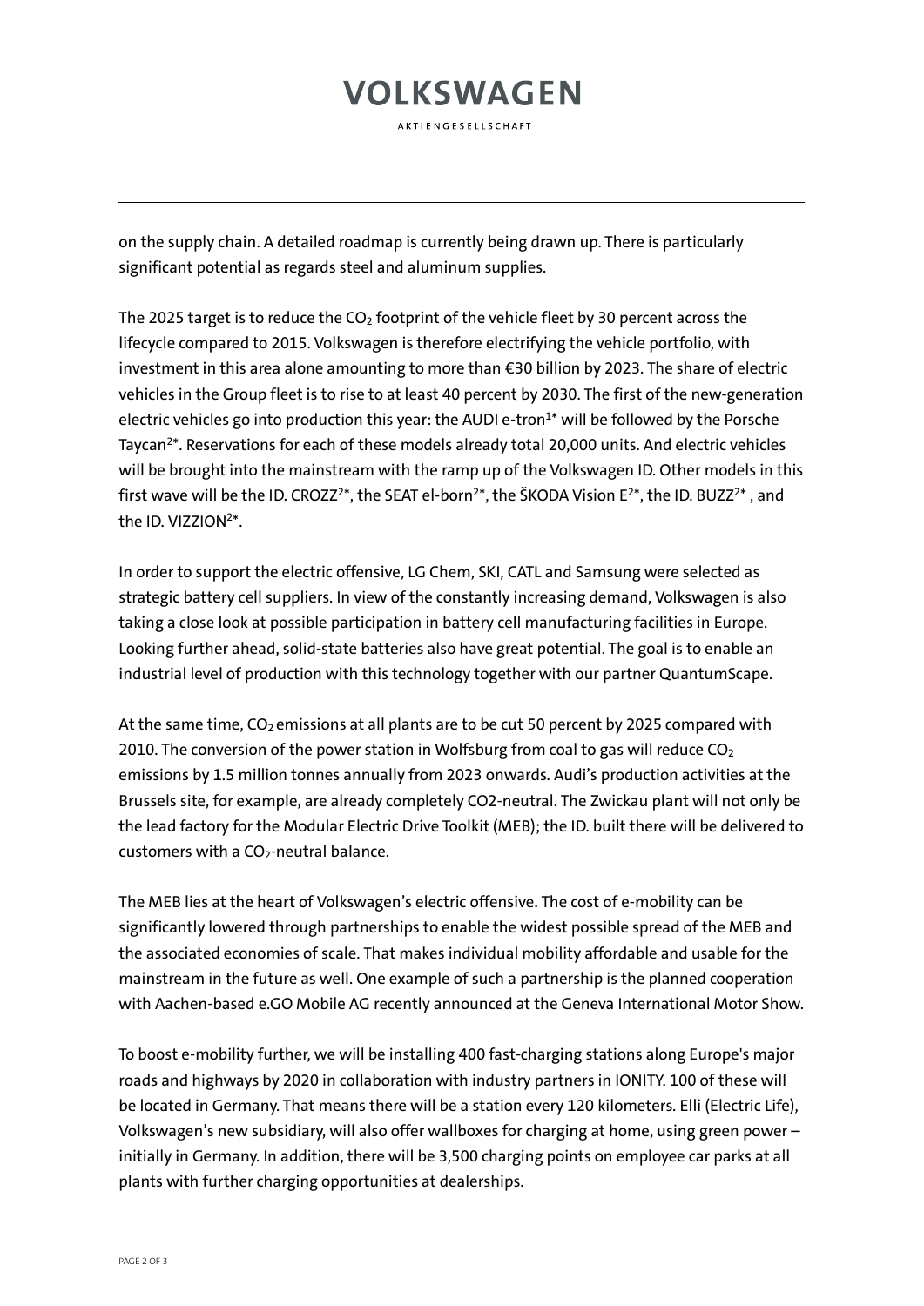on the supply chain. A detailed roadmap is currently being drawn up. There is particularly significant potential as regards steel and aluminum supplies.

The 2025 target is to reduce the $CO_2$ footprint of the vehicle fleet by 30 percent across the lifecycle compared to 2015. Volkswagen is therefore electrifying the vehicle portfolio, with investment in this area alone amounting to more than €30 billion by 2023. The share of electric vehicles in the Group fleet is to rise to at least 40 percent by 2030. The first of the new-generation electric vehicles go into production this year: the AUDI e-tron[1]* will be followed by the Porsche Taycan[2]*. Reservations for each of these models already total 20,000 units. And electric vehicles will be brought into the mainstream with the ramp up of the Volkswagen ID. Other models in this first wave will be the ID. CROZZ[2]*, the SEAT el-born[2]*, the ŠKODA Vision E[2]*, the ID. BUZZ[2]* , and the ID. VIZZION[2]*.

In order to support the electric offensive, LG Chem, SKI, CATL and Samsung were selected as strategic battery cell suppliers. In view of the constantly increasing demand, Volkswagen is also taking a close look at possible participation in battery cell manufacturing facilities in Europe. Looking further ahead, solid-state batteries also have great potential. The goal is to enable an industrial level of production with this technology together with our partner QuantumScape.

At the same time, $CO_2$ emissions at all plants are to be cut 50 percent by 2025 compared with 2010. The conversion of the power station in Wolfsburg from coal to gas will reduce $CO_2$ emissions by 1.5 million tonnes annually from 2023 onwards. Audi's production activities at the Brussels site, for example, are already completely CO2-neutral. The Zwickau plant will not only be the lead factory for the Modular Electric Drive Toolkit (MEB); the ID. built there will be delivered to customers with a $CO_2$-neutral balance.

The MEB lies at the heart of Volkswagen's electric offensive. The cost of e-mobility can be significantly lowered through partnerships to enable the widest possible spread of the MEB and the associated economies of scale. That makes individual mobility affordable and usable for the mainstream in the future as well. One example of such a partnership is the planned cooperation with Aachen-based e.GO Mobile AG recently announced at the Geneva International Motor Show.

To boost e-mobility further, we will be installing 400 fast-charging stations along Europe's major roads and highways by 2020 in collaboration with industry partners in IONITY. 100 of these will be located in Germany. That means there will be a station every 120 kilometers. Elli (Electric Life), Volkswagen's new subsidiary, will also offer wallboxes for charging at home, using green power – initially in Germany. In addition, there will be 3,500 charging points on employee car parks at all plants with further charging opportunities at dealerships.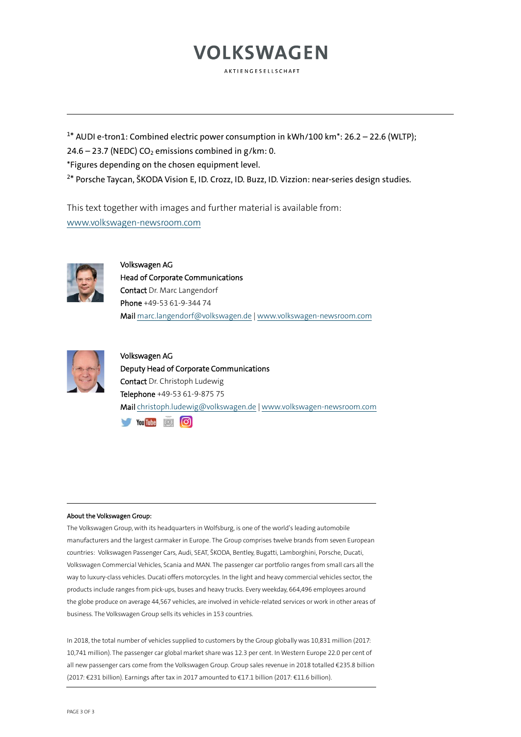VOLKSWAGEN

AKTIENGESELLSCHAFT

[1]* AUDI e-tron1: Combined electric power consumption in kWh/100 km*: 26.2 – 22.6 (WLTP); 24.6 – 23.7 (NEDC) $CO_2$ emissions combined in g/km: 0.

*Figures depending on the chosen equipment level.

[2]* Porsche Taycan, ŠKODA Vision E, ID. Crozz, ID. Buzz, ID. Vizzion: near-series design studies.

This text together with images and further material is available from:
www.volkswagen-newsroom.com

**Volkswagen AG**
**Head of Corporate Communications**
**Contact** Dr. Marc Langendorf
**Phone** +49-53 61-9-344 74
**Mail** marc.langendorf@volkswagen.de | www.volkswagen-newsroom.com

**Volkswagen AG**
**Deputy Head of Corporate Communications**
**Contact** Dr. Christoph Ludewig
**Telephone** +49-53 61-9-875 75
**Mail** christoph.ludewig@volkswagen.de | www.volkswagen-newsroom.com

**About the Volkswagen Group:**

The Volkswagen Group, with its headquarters in Wolfsburg, is one of the world's leading automobile manufacturers and the largest carmaker in Europe. The Group comprises twelve brands from seven European countries: Volkswagen Passenger Cars, Audi, SEAT, ŠKODA, Bentley, Bugatti, Lamborghini, Porsche, Ducati, Volkswagen Commercial Vehicles, Scania and MAN. The passenger car portfolio ranges from small cars all the way to luxury-class vehicles. Ducati offers motorcycles. In the light and heavy commercial vehicles sector, the products include ranges from pick-ups, buses and heavy trucks. Every weekday, 664,496 employees around the globe produce on average 44,567 vehicles, are involved in vehicle-related services or work in other areas of business. The Volkswagen Group sells its vehicles in 153 countries.

In 2018, the total number of vehicles supplied to customers by the Group globally was 10,831 million (2017: 10,741 million). The passenger car global market share was 12.3 per cent. In Western Europe 22.0 per cent of all new passenger cars come from the Volkswagen Group. Group sales revenue in 2018 totalled €235.8 billion (2017: €231 billion). Earnings after tax in 2017 amounted to €17.1 billion (2017: €11.6 billion).